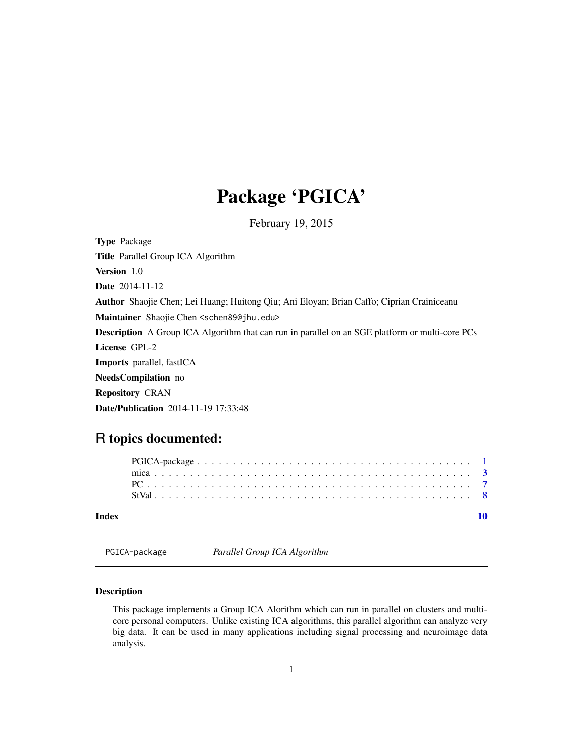# Package 'PGICA'

February 19, 2015

**Type** Package

**Title** Parallel Group ICA Algorithm

**Version** 1.0

**Date** 2014-11-12

**Author** Shaojie Chen; Lei Huang; Huitong Qiu; Ani Eloyan; Brian Caffo; Ciprian Crainiceanu

**Maintainer** Shaojie Chen <schen89@jhu.edu>

**Description** A Group ICA Algorithm that can run in parallel on an SGE platform or multi-core PCs

**License** GPL-2

**Imports** parallel, fastICA

**NeedsCompilation** no

**Repository** CRAN

**Date/Publication** 2014-11-19 17:33:48

## R topics documented:

- PGICA-package . . . . . . . . . . . . . . . . . . . . . . . . . . . . . . . . . . . . . . . 1
- mica . . . . . . . . . . . . . . . . . . . . . . . . . . . . . . . . . . . . . . . . . . . . . 3
- PC . . . . . . . . . . . . . . . . . . . . . . . . . . . . . . . . . . . . . . . . . . . . . . 7
- StVal . . . . . . . . . . . . . . . . . . . . . . . . . . . . . . . . . . . . . . . . . . . . . 8

**Index** 10

---

`PGICA-package` *Parallel Group ICA Algorithm*

---

### Description

This package implements a Group ICA Alorithm which can run in parallel on clusters and multi-core personal computers. Unlike existing ICA algorithms, this parallel algorithm can analyze very big data. It can be used in many applications including signal processing and neuroimage data analysis.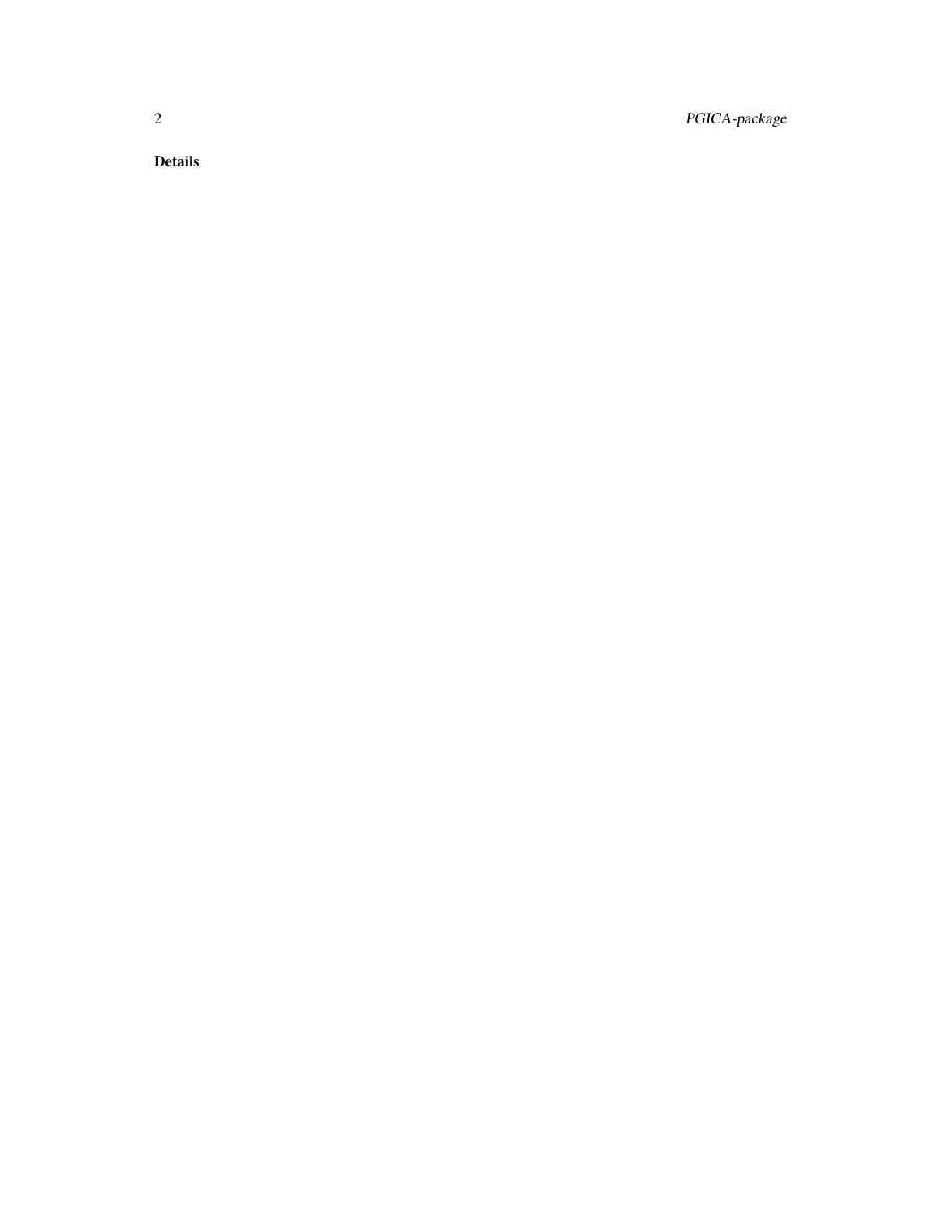**Details**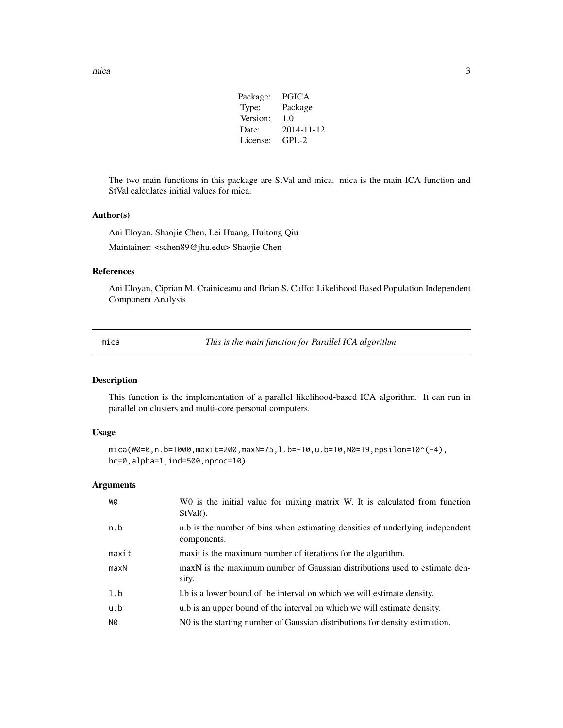| | |
|---|---|
| Package: | PGICA |
| Type: | Package |
| Version: | 1.0 |
| Date: | 2014-11-12 |
| License: | GPL-2 |

The two main functions in this package are StVal and mica. mica is the main ICA function and StVal calculates initial values for mica.

### Author(s)

Ani Eloyan, Shaojie Chen, Lei Huang, Huitong Qiu

Maintainer: <schen89@jhu.edu> Shaojie Chen

### References

Ani Eloyan, Ciprian M. Crainiceanu and Brian S. Caffo: Likelihood Based Population Independent Component Analysis

---

## mica — *This is the main function for Parallel ICA algorithm*

### Description

This function is the implementation of a parallel likelihood-based ICA algorithm. It can run in parallel on clusters and multi-core personal computers.

### Usage

```
mica(W0=0,n.b=1000,maxit=200,maxN=75,l.b=-10,u.b=10,N0=19,epsilon=10^(-4),
hc=0,alpha=1,ind=500,nproc=10)
```

### Arguments

| | |
|---|---|
| W0 | W0 is the initial value for mixing matrix W. It is calculated from function StVal(). |
| n.b | n.b is the number of bins when estimating densities of underlying independent components. |
| maxit | maxit is the maximum number of iterations for the algorithm. |
| maxN | maxN is the maximum number of Gaussian distributions used to estimate density. |
| l.b | l.b is a lower bound of the interval on which we will estimate density. |
| u.b | u.b is an upper bound of the interval on which we will estimate density. |
| N0 | N0 is the starting number of Gaussian distributions for density estimation. |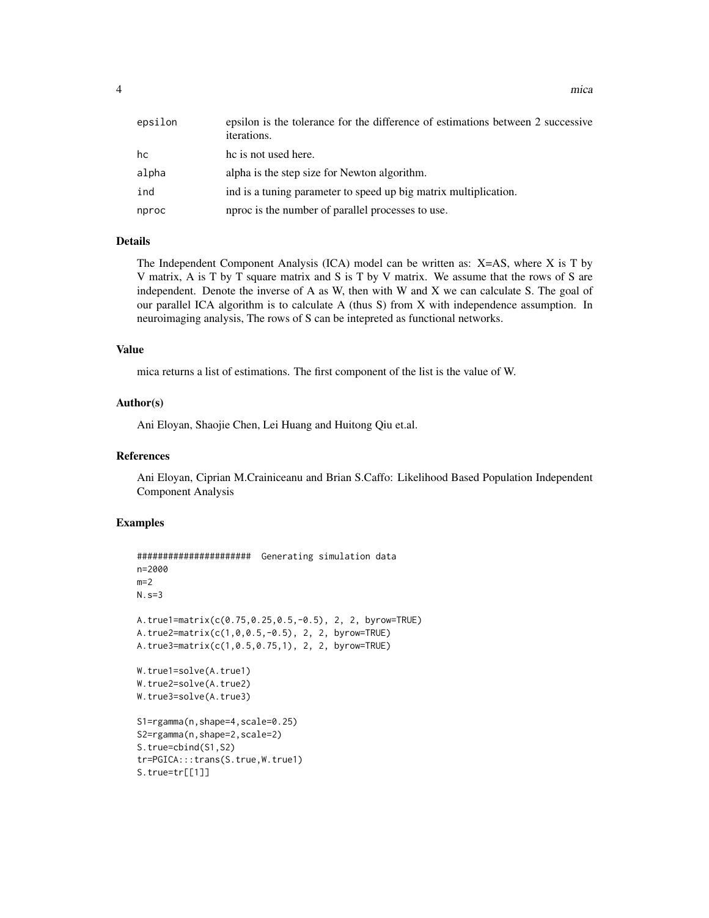| | |
|---|---|
| epsilon | epsilon is the tolerance for the difference of estimations between 2 successive iterations. |
| hc | hc is not used here. |
| alpha | alpha is the step size for Newton algorithm. |
| ind | ind is a tuning parameter to speed up big matrix multiplication. |
| nproc | nproc is the number of parallel processes to use. |

### Details

The Independent Component Analysis (ICA) model can be written as: X=AS, where X is T by V matrix, A is T by T square matrix and S is T by V matrix. We assume that the rows of S are independent. Denote the inverse of A as W, then with W and X we can calculate S. The goal of our parallel ICA algorithm is to calculate A (thus S) from X with independence assumption. In neuroimaging analysis, The rows of S can be intepreted as functional networks.

### Value

mica returns a list of estimations. The first component of the list is the value of W.

### Author(s)

Ani Eloyan, Shaojie Chen, Lei Huang and Huitong Qiu et.al.

### References

Ani Eloyan, Ciprian M.Crainiceanu and Brian S.Caffo: Likelihood Based Population Independent Component Analysis

### Examples

```
######################  Generating simulation data
n=2000
m=2
N.s=3

A.true1=matrix(c(0.75,0.25,0.5,-0.5), 2, 2, byrow=TRUE)
A.true2=matrix(c(1,0,0.5,-0.5), 2, 2, byrow=TRUE)
A.true3=matrix(c(1,0.5,0.75,1), 2, 2, byrow=TRUE)

W.true1=solve(A.true1)
W.true2=solve(A.true2)
W.true3=solve(A.true3)

S1=rgamma(n,shape=4,scale=0.25)
S2=rgamma(n,shape=2,scale=2)
S.true=cbind(S1,S2)
tr=PGICA:::trans(S.true,W.true1)
S.true=tr[[1]]
```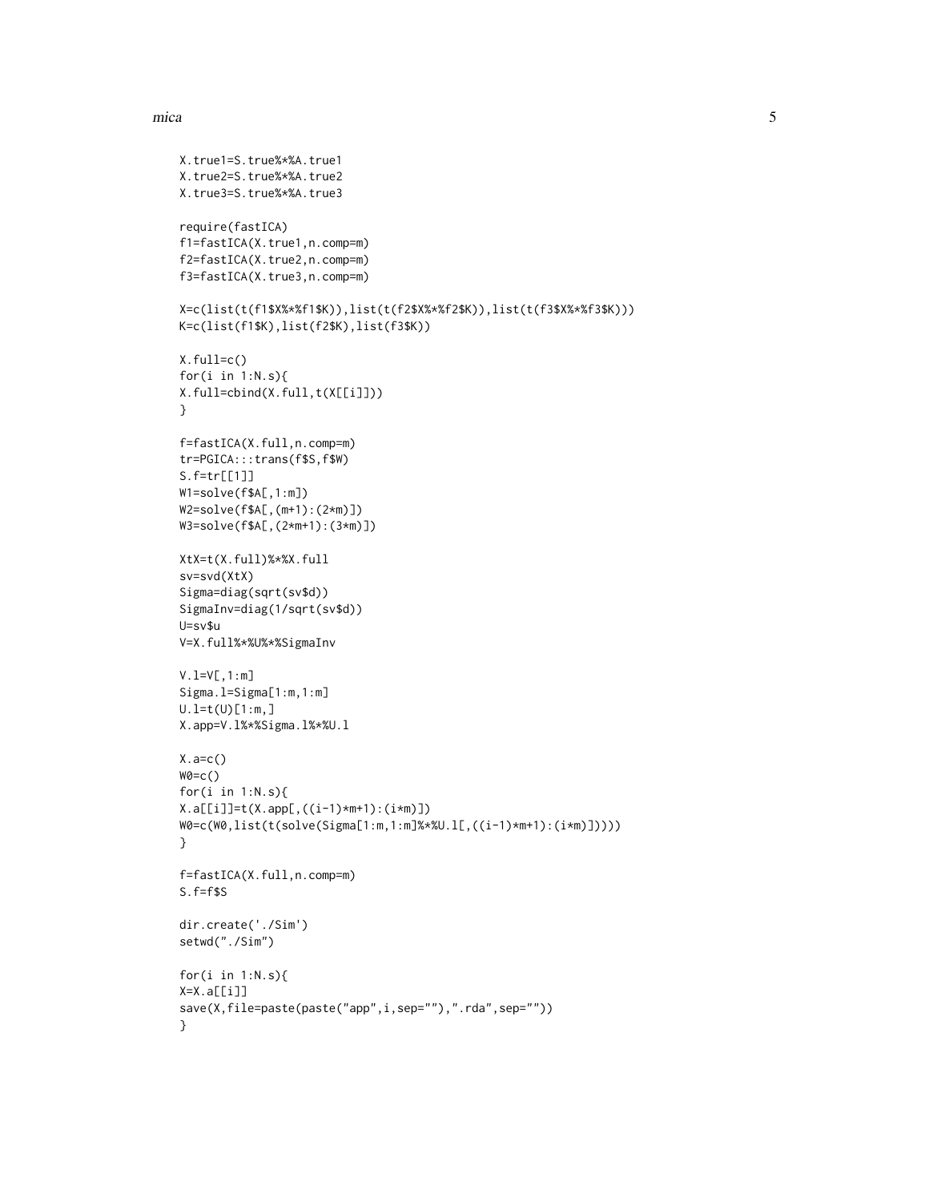```
X.true1=S.true%*%A.true1
X.true2=S.true%*%A.true2
X.true3=S.true%*%A.true3

require(fastICA)
f1=fastICA(X.true1,n.comp=m)
f2=fastICA(X.true2,n.comp=m)
f3=fastICA(X.true3,n.comp=m)

X=c(list(t(f1$X%*%f1$K)),list(t(f2$X%*%f2$K)),list(t(f3$X%*%f3$K)))
K=c(list(f1$K),list(f2$K),list(f3$K))

X.full=c()
for(i in 1:N.s){
X.full=cbind(X.full,t(X[[i]]))
}

f=fastICA(X.full,n.comp=m)
tr=PGICA:::trans(f$S,f$W)
S.f=tr[[1]]
W1=solve(f$A[,1:m])
W2=solve(f$A[,(m+1):(2*m)])
W3=solve(f$A[,(2*m+1):(3*m)])

XtX=t(X.full)%*%X.full
sv=svd(XtX)
Sigma=diag(sqrt(sv$d))
SigmaInv=diag(1/sqrt(sv$d))
U=sv$u
V=X.full%*%U%*%SigmaInv

V.l=V[,1:m]
Sigma.l=Sigma[1:m,1:m]
U.l=t(U)[1:m,]
X.app=V.l%*%Sigma.l%*%U.l

X.a=c()
W0=c()
for(i in 1:N.s){
X.a[[i]]=t(X.app[,((i-1)*m+1):(i*m)])
W0=c(W0,list(t(solve(Sigma[1:m,1:m]%*%U.l[,((i-1)*m+1):(i*m)]))))
}

f=fastICA(X.full,n.comp=m)
S.f=f$S

dir.create('./Sim')
setwd("./Sim")

for(i in 1:N.s){
X=X.a[[i]]
save(X,file=paste(paste("app",i,sep=""),".rda",sep=""))
}
```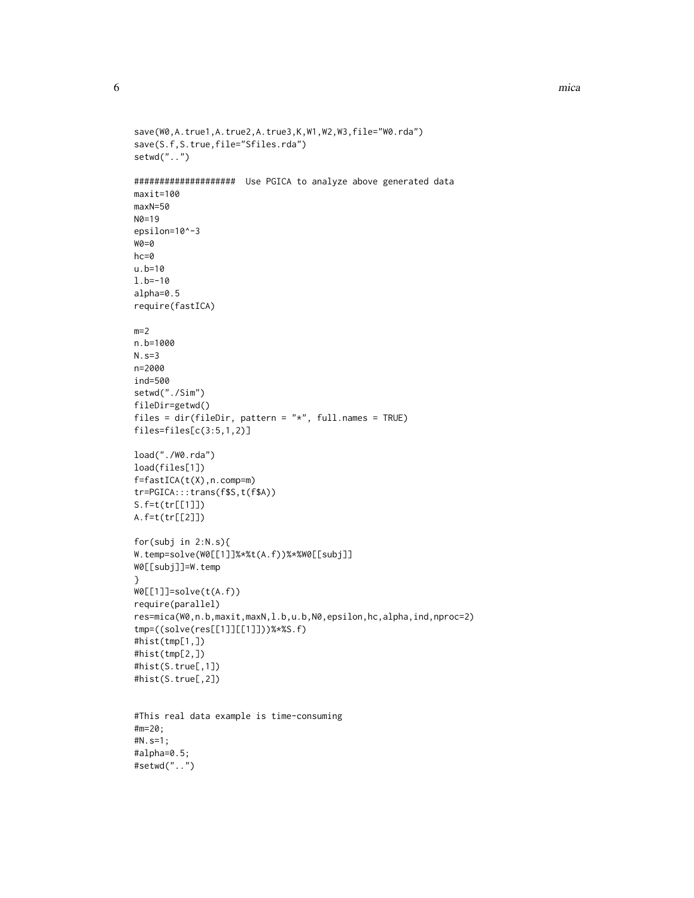```
save(W0,A.true1,A.true2,A.true3,K,W1,W2,W3,file="W0.rda")
save(S.f,S.true,file="Sfiles.rda")
setwd("..")

####################  Use PGICA to analyze above generated data
maxit=100
maxN=50
N0=19
epsilon=10^-3
W0=0
hc=0
u.b=10
l.b=-10
alpha=0.5
require(fastICA)

m=2
n.b=1000
N.s=3
n=2000
ind=500
setwd("./Sim")
fileDir=getwd()
files = dir(fileDir, pattern = "*", full.names = TRUE)
files=files[c(3:5,1,2)]

load("./W0.rda")
load(files[1])
f=fastICA(t(X),n.comp=m)
tr=PGICA:::trans(f$S,t(f$A))
S.f=t(tr[[1]])
A.f=t(tr[[2]])

for(subj in 2:N.s){
W.temp=solve(W0[[1]]%*%t(A.f))%*%W0[[subj]]
W0[[subj]]=W.temp
}
W0[[1]]=solve(t(A.f))
require(parallel)
res=mica(W0,n.b,maxit,maxN,l.b,u.b,N0,epsilon,hc,alpha,ind,nproc=2)
tmp=((solve(res[[1]][[1]]))%*%S.f)
#hist(tmp[1,])
#hist(tmp[2,])
#hist(S.true[,1])
#hist(S.true[,2])


#This real data example is time-consuming
#m=20;
#N.s=1;
#alpha=0.5;
#setwd("..")
```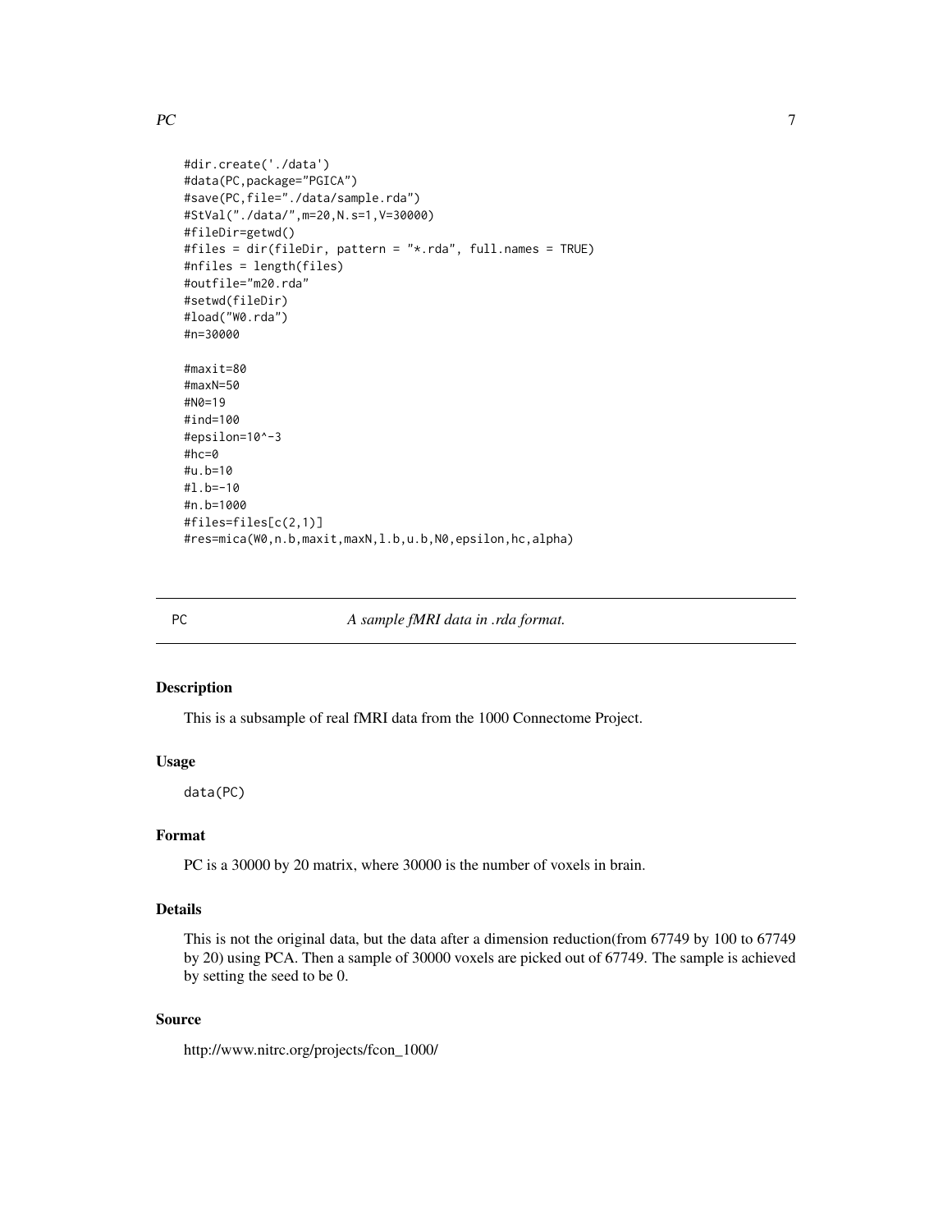```
#dir.create('./data')
#data(PC,package="PGICA")
#save(PC,file="./data/sample.rda")
#StVal("./data/",m=20,N.s=1,V=30000)
#fileDir=getwd()
#files = dir(fileDir, pattern = "*.rda", full.names = TRUE)
#nfiles = length(files)
#outfile="m20.rda"
#setwd(fileDir)
#load("W0.rda")
#n=30000

#maxit=80
#maxN=50
#N0=19
#ind=100
#epsilon=10^-3
#hc=0
#u.b=10
#l.b=-10
#n.b=1000
#files=files[c(2,1)]
#res=mica(W0,n.b,maxit,maxN,l.b,u.b,N0,epsilon,hc,alpha)
```

---

PC *A sample fMRI data in .rda format.*

---

## Description

This is a subsample of real fMRI data from the 1000 Connectome Project.

## Usage

```
data(PC)
```

## Format

PC is a 30000 by 20 matrix, where 30000 is the number of voxels in brain.

## Details

This is not the original data, but the data after a dimension reduction(from 67749 by 100 to 67749 by 20) using PCA. Then a sample of 30000 voxels are picked out of 67749. The sample is achieved by setting the seed to be 0.

## Source

http://www.nitrc.org/projects/fcon_1000/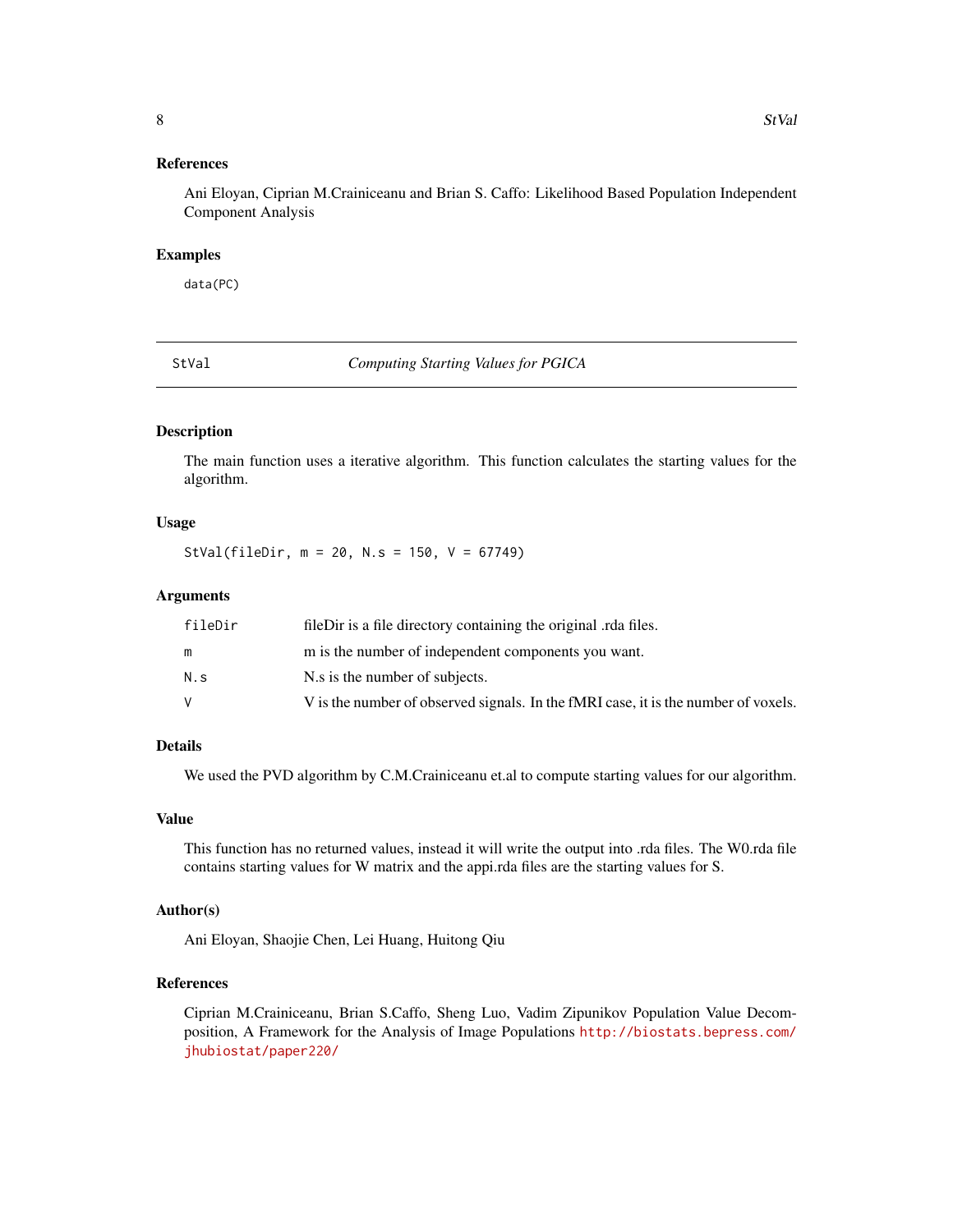### References

Ani Eloyan, Ciprian M.Crainiceanu and Brian S. Caffo: Likelihood Based Population Independent Component Analysis

### Examples

```
data(PC)
```

---

## StVal — *Computing Starting Values for PGICA*

---

### Description

The main function uses a iterative algorithm. This function calculates the starting values for the algorithm.

### Usage

```
StVal(fileDir, m = 20, N.s = 150, V = 67749)
```

### Arguments

| | |
|---|---|
| `fileDir` | fileDir is a file directory containing the original .rda files. |
| `m` | m is the number of independent components you want. |
| `N.s` | N.s is the number of subjects. |
| `V` | V is the number of observed signals. In the fMRI case, it is the number of voxels. |

### Details

We used the PVD algorithm by C.M.Crainiceanu et.al to compute starting values for our algorithm.

### Value

This function has no returned values, instead it will write the output into .rda files. The W0.rda file contains starting values for W matrix and the appi.rda files are the starting values for S.

### Author(s)

Ani Eloyan, Shaojie Chen, Lei Huang, Huitong Qiu

### References

Ciprian M.Crainiceanu, Brian S.Caffo, Sheng Luo, Vadim Zipunikov Population Value Decomposition, A Framework for the Analysis of Image Populations http://biostats.bepress.com/jhubiostat/paper220/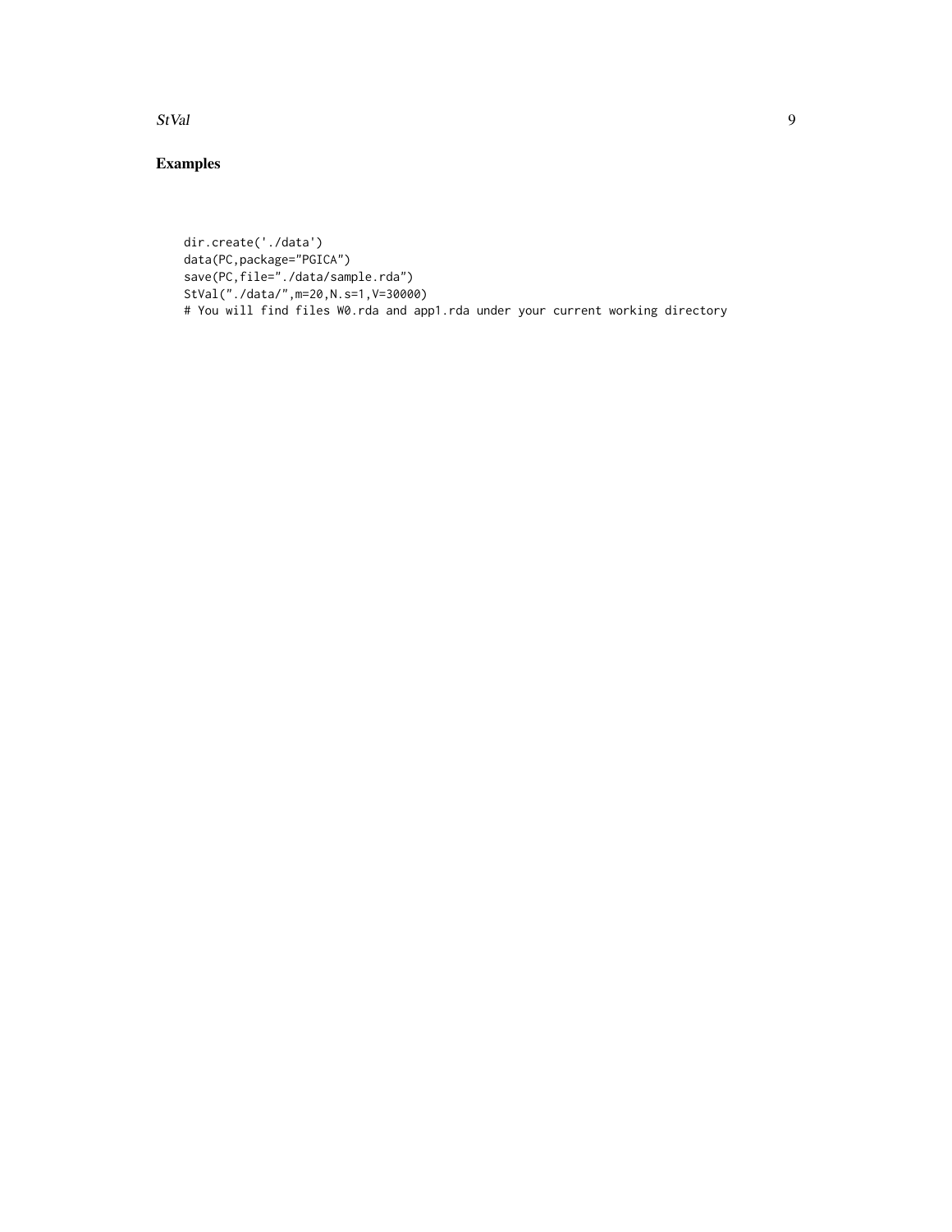## Examples

```
dir.create('./data')
data(PC,package="PGICA")
save(PC,file="./data/sample.rda")
StVal("./data/",m=20,N.s=1,V=30000)
# You will find files W0.rda and app1.rda under your current working directory
```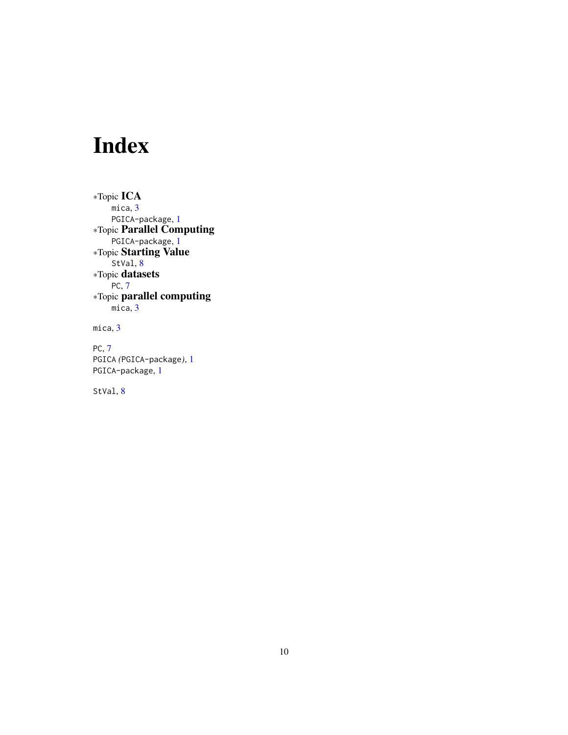# Index

∗Topic **ICA**
  mica, 3
  PGICA-package, 1
∗Topic **Parallel Computing**
  PGICA-package, 1
∗Topic **Starting Value**
  StVal, 8
∗Topic **datasets**
  PC, 7
∗Topic **parallel computing**
  mica, 3

mica, 3

PC, 7
PGICA *(*PGICA-package*)*, 1
PGICA-package, 1

StVal, 8